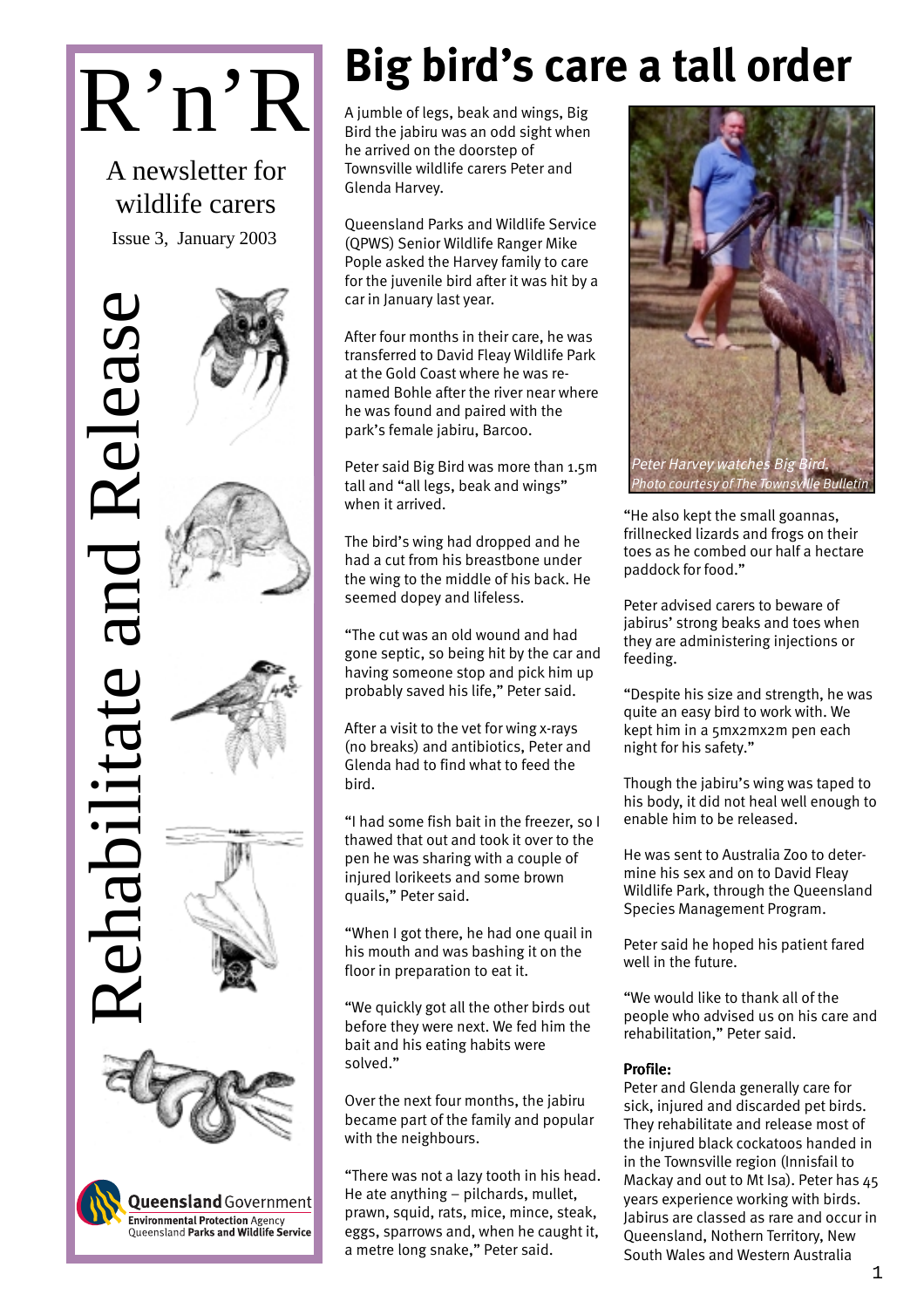R'n'R

A newsletter for wildlife carers

Issue 3, January 2003

Rehabilitate and Release

Queensland Government
Environmental Protection Agency
Queensland Parks and Wildlife Service

# Big bird's care a tall order

A jumble of legs, beak and wings, Big Bird the jabiru was an odd sight when he arrived on the doorstep of Townsville wildlife carers Peter and Glenda Harvey.

Queensland Parks and Wildlife Service (QPWS) Senior Wildlife Ranger Mike Pople asked the Harvey family to care for the juvenile bird after it was hit by a car in January last year.

After four months in their care, he was transferred to David Fleay Wildlife Park at the Gold Coast where he was re-named Bohle after the river near where he was found and paired with the park's female jabiru, Barcoo.

Peter said Big Bird was more than 1.5m tall and "all legs, beak and wings" when it arrived.

The bird's wing had dropped and he had a cut from his breastbone under the wing to the middle of his back. He seemed dopey and lifeless.

"The cut was an old wound and had gone septic, so being hit by the car and having someone stop and pick him up probably saved his life," Peter said.

After a visit to the vet for wing x-rays (no breaks) and antibiotics, Peter and Glenda had to find what to feed the bird.

"I had some fish bait in the freezer, so I thawed that out and took it over to the pen he was sharing with a couple of injured lorikeets and some brown quails," Peter said.

"When I got there, he had one quail in his mouth and was bashing it on the floor in preparation to eat it.

"We quickly got all the other birds out before they were next. We fed him the bait and his eating habits were solved."

Over the next four months, the jabiru became part of the family and popular with the neighbours.

"There was not a lazy tooth in his head. He ate anything – pilchards, mullet, prawn, squid, rats, mice, mince, steak, eggs, sparrows and, when he caught it, a metre long snake," Peter said.

*Peter Harvey watches Big Bird. Photo courtesy of The Townsville Bulletin*

"He also kept the small goannas, frillnecked lizards and frogs on their toes as he combed our half a hectare paddock for food."

Peter advised carers to beware of jabirus' strong beaks and toes when they are administering injections or feeding.

"Despite his size and strength, he was quite an easy bird to work with. We kept him in a 5mx2mx2m pen each night for his safety."

Though the jabiru's wing was taped to his body, it did not heal well enough to enable him to be released.

He was sent to Australia Zoo to determine his sex and on to David Fleay Wildlife Park, through the Queensland Species Management Program.

Peter said he hoped his patient fared well in the future.

"We would like to thank all of the people who advised us on his care and rehabilitation," Peter said.

**Profile:**
Peter and Glenda generally care for sick, injured and discarded pet birds. They rehabilitate and release most of the injured black cockatoos handed in in the Townsville region (Innisfail to Mackay and out to Mt Isa). Peter has 45 years experience working with birds. Jabirus are classed as rare and occur in Queensland, Nothern Territory, New South Wales and Western Australia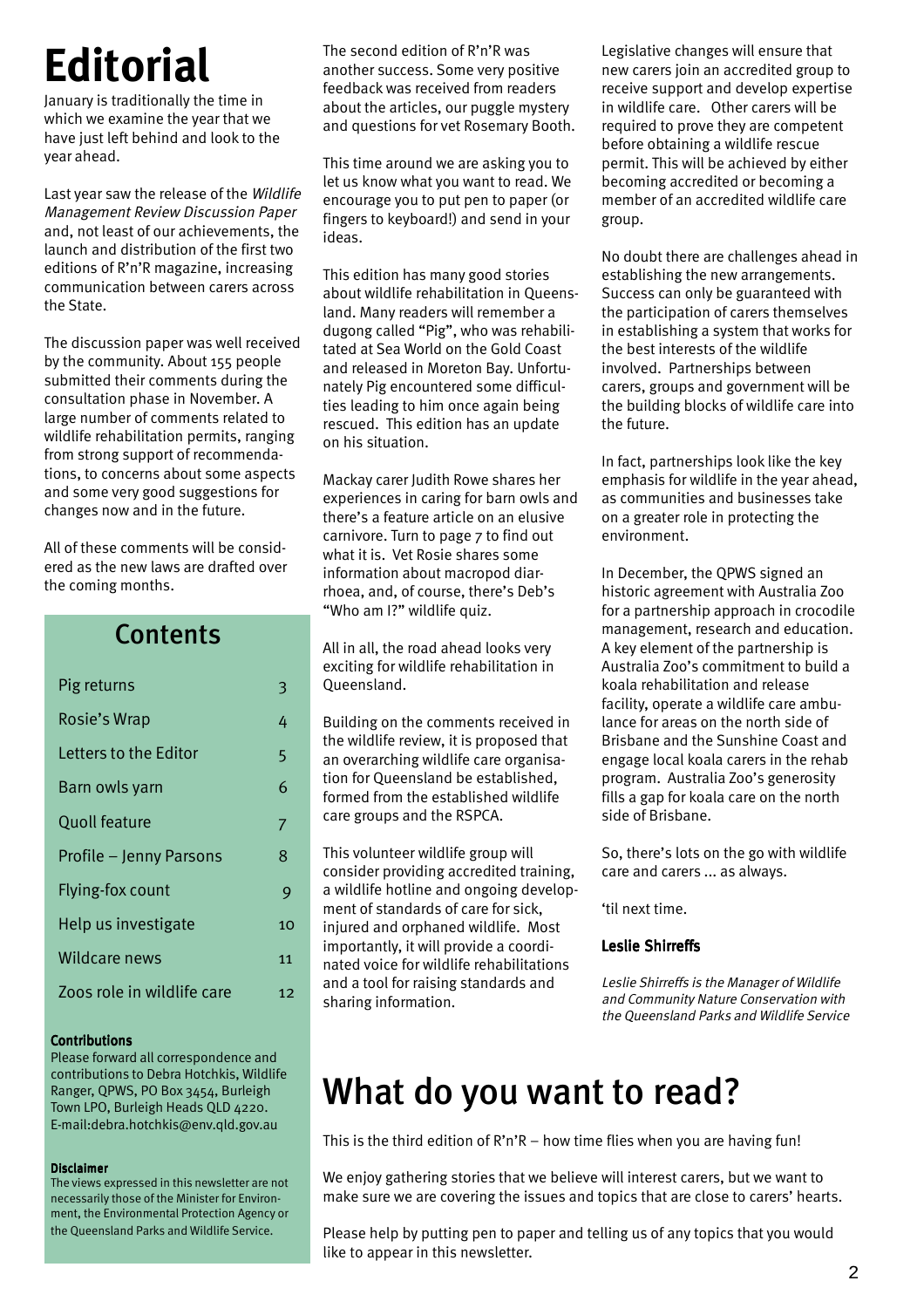# Editorial

January is traditionally the time in which we examine the year that we have just left behind and look to the year ahead.

Last year saw the release of the *Wildlife Management Review Discussion Paper* and, not least of our achievements, the launch and distribution of the first two editions of R'n'R magazine, increasing communication between carers across the State.

The discussion paper was well received by the community. About 155 people submitted their comments during the consultation phase in November. A large number of comments related to wildlife rehabilitation permits, ranging from strong support of recommendations, to concerns about some aspects and some very good suggestions for changes now and in the future.

All of these comments will be considered as the new laws are drafted over the coming months.

## Contents

| | |
|---|---|
| Pig returns | 3 |
| Rosie's Wrap | 4 |
| Letters to the Editor | 5 |
| Barn owls yarn | 6 |
| Quoll feature | 7 |
| Profile – Jenny Parsons | 8 |
| Flying-fox count | 9 |
| Help us investigate | 10 |
| Wildcare news | 11 |
| Zoos role in wildlife care | 12 |

**Contributions**

Please forward all correspondence and contributions to Debra Hotchkis, Wildlife Ranger, QPWS, PO Box 3454, Burleigh Town LPO, Burleigh Heads QLD 4220. E-mail:debra.hotchkis@env.qld.gov.au

**Disclaimer**

The views expressed in this newsletter are not necessarily those of the Minister for Environment, the Environmental Protection Agency or the Queensland Parks and Wildlife Service.

The second edition of R'n'R was another success. Some very positive feedback was received from readers about the articles, our puggle mystery and questions for vet Rosemary Booth.

This time around we are asking you to let us know what you want to read. We encourage you to put pen to paper (or fingers to keyboard!) and send in your ideas.

This edition has many good stories about wildlife rehabilitation in Queensland. Many readers will remember a dugong called "Pig", who was rehabilitated at Sea World on the Gold Coast and released in Moreton Bay. Unfortunately Pig encountered some difficulties leading to him once again being rescued. This edition has an update on his situation.

Mackay carer Judith Rowe shares her experiences in caring for barn owls and there's a feature article on an elusive carnivore. Turn to page 7 to find out what it is. Vet Rosie shares some information about macropod diarrhoea, and, of course, there's Deb's "Who am I?" wildlife quiz.

All in all, the road ahead looks very exciting for wildlife rehabilitation in Queensland.

Building on the comments received in the wildlife review, it is proposed that an overarching wildlife care organisation for Queensland be established, formed from the established wildlife care groups and the RSPCA.

This volunteer wildlife group will consider providing accredited training, a wildlife hotline and ongoing development of standards of care for sick, injured and orphaned wildlife. Most importantly, it will provide a coordinated voice for wildlife rehabilitations and a tool for raising standards and sharing information.

Legislative changes will ensure that new carers join an accredited group to receive support and develop expertise in wildlife care. Other carers will be required to prove they are competent before obtaining a wildlife rescue permit. This will be achieved by either becoming accredited or becoming a member of an accredited wildlife care group.

No doubt there are challenges ahead in establishing the new arrangements. Success can only be guaranteed with the participation of carers themselves in establishing a system that works for the best interests of the wildlife involved. Partnerships between carers, groups and government will be the building blocks of wildlife care into the future.

In fact, partnerships look like the key emphasis for wildlife in the year ahead, as communities and businesses take on a greater role in protecting the environment.

In December, the QPWS signed an historic agreement with Australia Zoo for a partnership approach in crocodile management, research and education. A key element of the partnership is Australia Zoo's commitment to build a koala rehabilitation and release facility, operate a wildlife care ambulance for areas on the north side of Brisbane and the Sunshine Coast and engage local koala carers in the rehab program. Australia Zoo's generosity fills a gap for koala care on the north side of Brisbane.

So, there's lots on the go with wildlife care and carers ... as always.

'til next time.

**Leslie Shirreffs**

*Leslie Shirreffs is the Manager of Wildlife and Community Nature Conservation with the Queensland Parks and Wildlife Service*

# What do you want to read?

This is the third edition of R'n'R – how time flies when you are having fun!

We enjoy gathering stories that we believe will interest carers, but we want to make sure we are covering the issues and topics that are close to carers' hearts.

Please help by putting pen to paper and telling us of any topics that you would like to appear in this newsletter.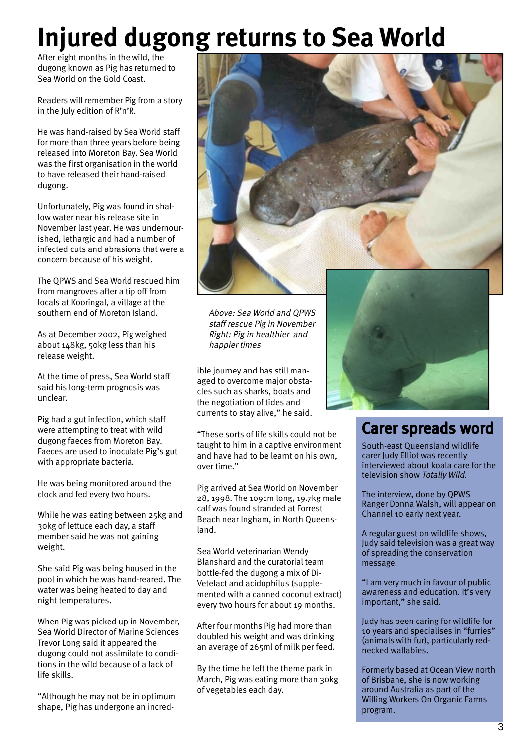# Injured dugong returns to Sea World

After eight months in the wild, the dugong known as Pig has returned to Sea World on the Gold Coast.

Readers will remember Pig from a story in the July edition of R'n'R.

He was hand-raised by Sea World staff for more than three years before being released into Moreton Bay. Sea World was the first organisation in the world to have released their hand-raised dugong.

Unfortunately, Pig was found in shallow water near his release site in November last year. He was undernourished, lethargic and had a number of infected cuts and abrasions that were a concern because of his weight.

The QPWS and Sea World rescued him from mangroves after a tip off from locals at Kooringal, a village at the southern end of Moreton Island.

As at December 2002, Pig weighed about 148kg, 50kg less than his release weight.

At the time of press, Sea World staff said his long-term prognosis was unclear.

Pig had a gut infection, which staff were attempting to treat with wild dugong faeces from Moreton Bay. Faeces are used to inoculate Pig's gut with appropriate bacteria.

He was being monitored around the clock and fed every two hours.

While he was eating between 25kg and 30kg of lettuce each day, a staff member said he was not gaining weight.

She said Pig was being housed in the pool in which he was hand-reared. The water was being heated to day and night temperatures.

When Pig was picked up in November, Sea World Director of Marine Sciences Trevor Long said it appeared the dugong could not assimilate to conditions in the wild because of a lack of life skills.

"Although he may not be in optimum shape, Pig has undergone an incredible journey and has still managed to overcome major obstacles such as sharks, boats and the negotiation of tides and currents to stay alive," he said.

"These sorts of life skills could not be taught to him in a captive environment and have had to be learnt on his own, over time."

Pig arrived at Sea World on November 28, 1998. The 109cm long, 19.7kg male calf was found stranded at Forrest Beach near Ingham, in North Queensland.

Sea World veterinarian Wendy Blanshard and the curatorial team bottle-fed the dugong a mix of Di-Vetelact and acidophilus (supplemented with a canned coconut extract) every two hours for about 19 months.

After four months Pig had more than doubled his weight and was drinking an average of 265ml of milk per feed.

By the time he left the theme park in March, Pig was eating more than 30kg of vegetables each day.

*Above: Sea World and QPWS staff rescue Pig in November*
*Right: Pig in healthier and happier times*

## Carer spreads word

South-east Queensland wildlife carer Judy Elliot was recently interviewed about koala care for the television show *Totally Wild*.

The interview, done by QPWS Ranger Donna Walsh, will appear on Channel 10 early next year.

A regular guest on wildlife shows, Judy said television was a great way of spreading the conservation message.

"I am very much in favour of public awareness and education. It's very important," she said.

Judy has been caring for wildlife for 10 years and specialises in "furries" (animals with fur), particularly red-necked wallabies.

Formerly based at Ocean View north of Brisbane, she is now working around Australia as part of the Willing Workers On Organic Farms program.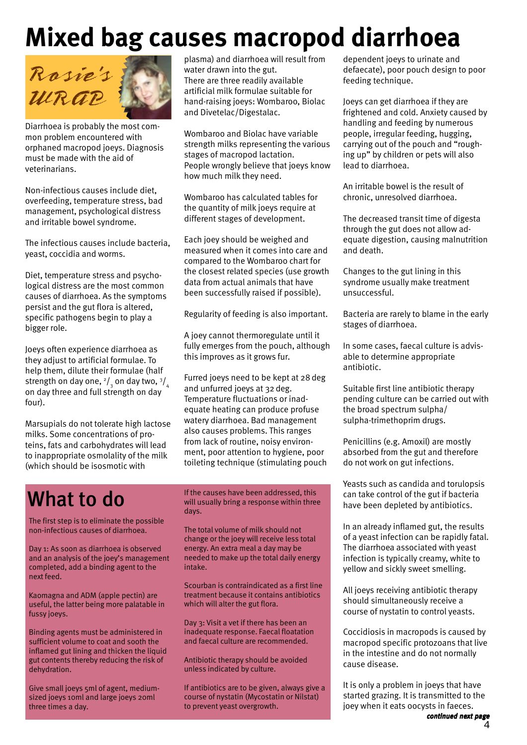# Mixed bag causes macropod diarrhoea

Rosie's WRAP

Diarrhoea is probably the most common problem encountered with orphaned macropod joeys. Diagnosis must be made with the aid of veterinarians.

Non-infectious causes include diet, overfeeding, temperature stress, bad management, psychological distress and irritable bowel syndrome.

The infectious causes include bacteria, yeast, coccidia and worms.

Diet, temperature stress and psychological distress are the most common causes of diarrhoea. As the symptoms persist and the gut flora is altered, specific pathogens begin to play a bigger role.

Joeys often experience diarrhoea as they adjust to artificial formulae. To help them, dilute their formulae (half strength on day one, $^2/_3$ on day two, $^3/_4$ on day three and full strength on day four).

Marsupials do not tolerate high lactose milks. Some concentrations of proteins, fats and carbohydrates will lead to inappropriate osmolality of the milk (which should be isosmotic with plasma) and diarrhoea will result from water drawn into the gut.

There are three readily available artificial milk formulae suitable for hand-raising joeys: Wombaroo, Biolac and Divetelac/Digestalac.

Wombaroo and Biolac have variable strength milks representing the various stages of macropod lactation.

People wrongly believe that joeys know how much milk they need.

Wombaroo has calculated tables for the quantity of milk joeys require at different stages of development.

Each joey should be weighed and measured when it comes into care and compared to the Wombaroo chart for the closest related species (use growth data from actual animals that have been successfully raised if possible).

Regularity of feeding is also important.

A joey cannot thermoregulate until it fully emerges from the pouch, although this improves as it grows fur.

Furred joeys need to be kept at 28 deg and unfurred joeys at 32 deg. Temperature fluctuations or inadequate heating can produce profuse watery diarrhoea. Bad management also causes problems. This ranges from lack of routine, noisy environment, poor attention to hygiene, poor toileting technique (stimulating pouch dependent joeys to urinate and defaecate), poor pouch design to poor feeding technique.

Joeys can get diarrhoea if they are frightened and cold. Anxiety caused by handling and feeding by numerous people, irregular feeding, hugging, carrying out of the pouch and "roughing up" by children or pets will also lead to diarrhoea.

An irritable bowel is the result of chronic, unresolved diarrhoea.

The decreased transit time of digesta through the gut does not allow adequate digestion, causing malnutrition and death.

Changes to the gut lining in this syndrome usually make treatment unsuccessful.

Bacteria are rarely to blame in the early stages of diarrhoea.

In some cases, faecal culture is advisable to determine appropriate antibiotic.

Suitable first line antibiotic therapy pending culture can be carried out with the broad spectrum sulpha/sulpha-trimethoprim drugs.

Penicillins (e.g. Amoxil) are mostly absorbed from the gut and therefore do not work on gut infections.

Yeasts such as candida and torulopsis can take control of the gut if bacteria have been depleted by antibiotics.

In an already inflamed gut, the results of a yeast infection can be rapidly fatal. The diarrhoea associated with yeast infection is typically creamy, white to yellow and sickly sweet smelling.

All joeys receiving antibiotic therapy should simultaneously receive a course of nystatin to control yeasts.

Coccidiosis in macropods is caused by macropod specific protozoans that live in the intestine and do not normally cause disease.

It is only a problem in joeys that have started grazing. It is transmitted to the joey when it eats oocysts in faeces.

*continued next page*

## What to do

The first step is to eliminate the possible non-infectious causes of diarrhoea.

Day 1: As soon as diarrhoea is observed and an analysis of the joey's management completed, add a binding agent to the next feed.

Kaomagna and ADM (apple pectin) are useful, the latter being more palatable in fussy joeys.

Binding agents must be administered in sufficient volume to coat and sooth the inflamed gut lining and thicken the liquid gut contents thereby reducing the risk of dehydration.

Give small joeys 5ml of agent, medium-sized joeys 10ml and large joeys 20ml three times a day.

If the causes have been addressed, this will usually bring a response within three days.

The total volume of milk should not change or the joey will receive less total energy. An extra meal a day may be needed to make up the total daily energy intake.

Scourban is contraindicated as a first line treatment because it contains antibiotics which will alter the gut flora.

Day 3: Visit a vet if there has been an inadequate response. Faecal floatation and faecal culture are recommended.

Antibiotic therapy should be avoided unless indicated by culture.

If antibiotics are to be given, always give a course of nystatin (Mycostatin or Nilstat) to prevent yeast overgrowth.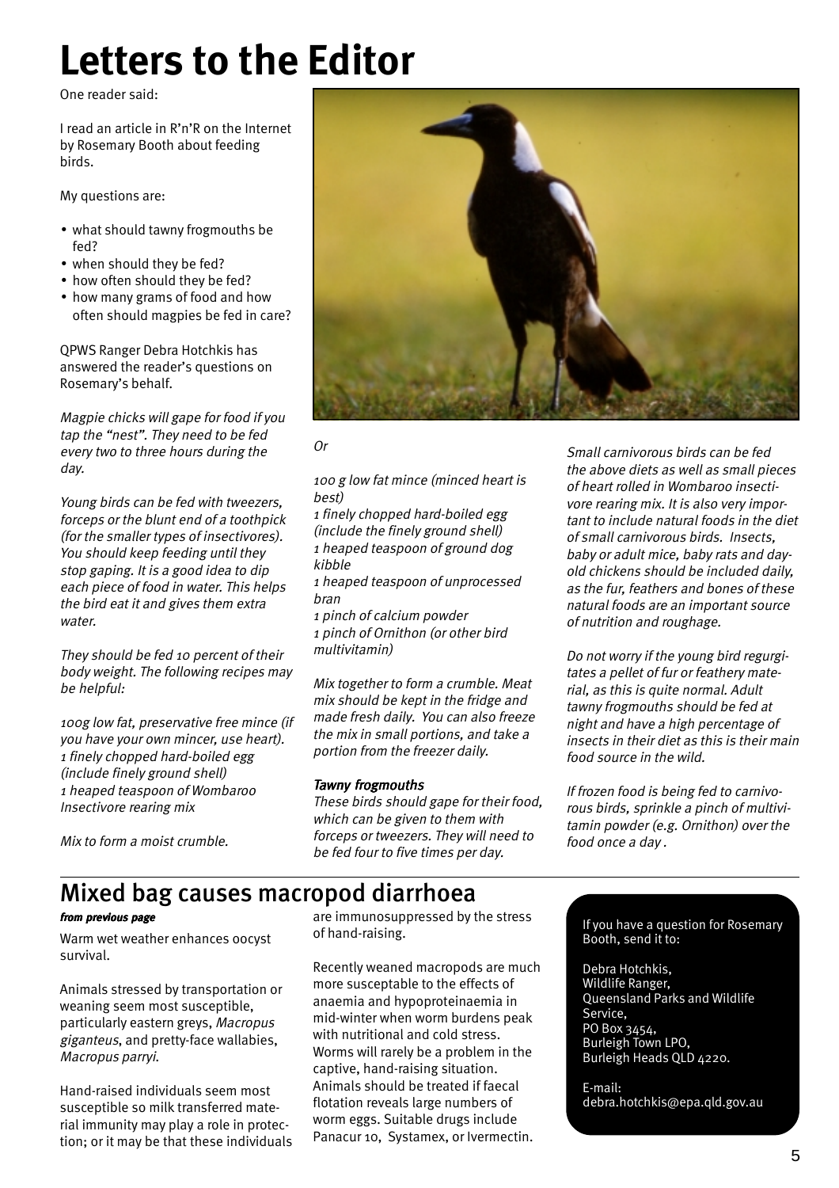# Letters to the Editor

One reader said:

I read an article in R'n'R on the Internet by Rosemary Booth about feeding birds.

My questions are:

- what should tawny frogmouths be fed?
- when should they be fed?
- how often should they be fed?
- how many grams of food and how often should magpies be fed in care?

QPWS Ranger Debra Hotchkis has answered the reader's questions on Rosemary's behalf.

*Magpie chicks will gape for food if you tap the "nest". They need to be fed every two to three hours during the day.*

*Young birds can be fed with tweezers, forceps or the blunt end of a toothpick (for the smaller types of insectivores). You should keep feeding until they stop gaping. It is a good idea to dip each piece of food in water. This helps the bird eat it and gives them extra water.*

*They should be fed 10 percent of their body weight. The following recipes may be helpful:*

*100g low fat, preservative free mince (if you have your own mincer, use heart).*
*1 finely chopped hard-boiled egg (include finely ground shell)*
*1 heaped teaspoon of Wombaroo Insectivore rearing mix*

*Mix to form a moist crumble.*

*Or*

*100 g low fat mince (minced heart is best)*
*1 finely chopped hard-boiled egg (include the finely ground shell)*
*1 heaped teaspoon of ground dog kibble*
*1 heaped teaspoon of unprocessed bran*
*1 pinch of calcium powder*
*1 pinch of Ornithon (or other bird multivitamin)*

*Mix together to form a crumble. Meat mix should be kept in the fridge and made fresh daily. You can also freeze the mix in small portions, and take a portion from the freezer daily.*

***Tawny frogmouths***

*These birds should gape for their food, which can be given to them with forceps or tweezers. They will need to be fed four to five times per day.*

*Small carnivorous birds can be fed the above diets as well as small pieces of heart rolled in Wombaroo insectivore rearing mix. It is also very important to include natural foods in the diet of small carnivorous birds. Insects, baby or adult mice, baby rats and day-old chickens should be included daily, as the fur, feathers and bones of these natural foods are an important source of nutrition and roughage.*

*Do not worry if the young bird regurgitates a pellet of fur or feathery material, as this is quite normal. Adult tawny frogmouths should be fed at night and have a high percentage of insects in their diet as this is their main food source in the wild.*

*If frozen food is being fed to carnivorous birds, sprinkle a pinch of multivitamin powder (e.g. Ornithon) over the food once a day .*

## Mixed bag causes macropod diarrhoea

***from previous page***

Warm wet weather enhances oocyst survival.

Animals stressed by transportation or weaning seem most susceptible, particularly eastern greys, *Macropus giganteus*, and pretty-face wallabies, *Macropus parryi*.

Hand-raised individuals seem most susceptible so milk transferred material immunity may play a role in protection; or it may be that these individuals are immunosuppressed by the stress of hand-raising.

Recently weaned macropods are much more susceptable to the effects of anaemia and hypoproteinaemia in mid-winter when worm burdens peak with nutritional and cold stress. Worms will rarely be a problem in the captive, hand-raising situation. Animals should be treated if faecal flotation reveals large numbers of worm eggs. Suitable drugs include Panacur 10, Systamex, or Ivermectin.

If you have a question for Rosemary Booth, send it to:

Debra Hotchkis,
Wildlife Ranger,
Queensland Parks and Wildlife Service,
PO Box 3454,
Burleigh Town LPO,
Burleigh Heads QLD 4220.

E-mail:
debra.hotchkis@epa.qld.gov.au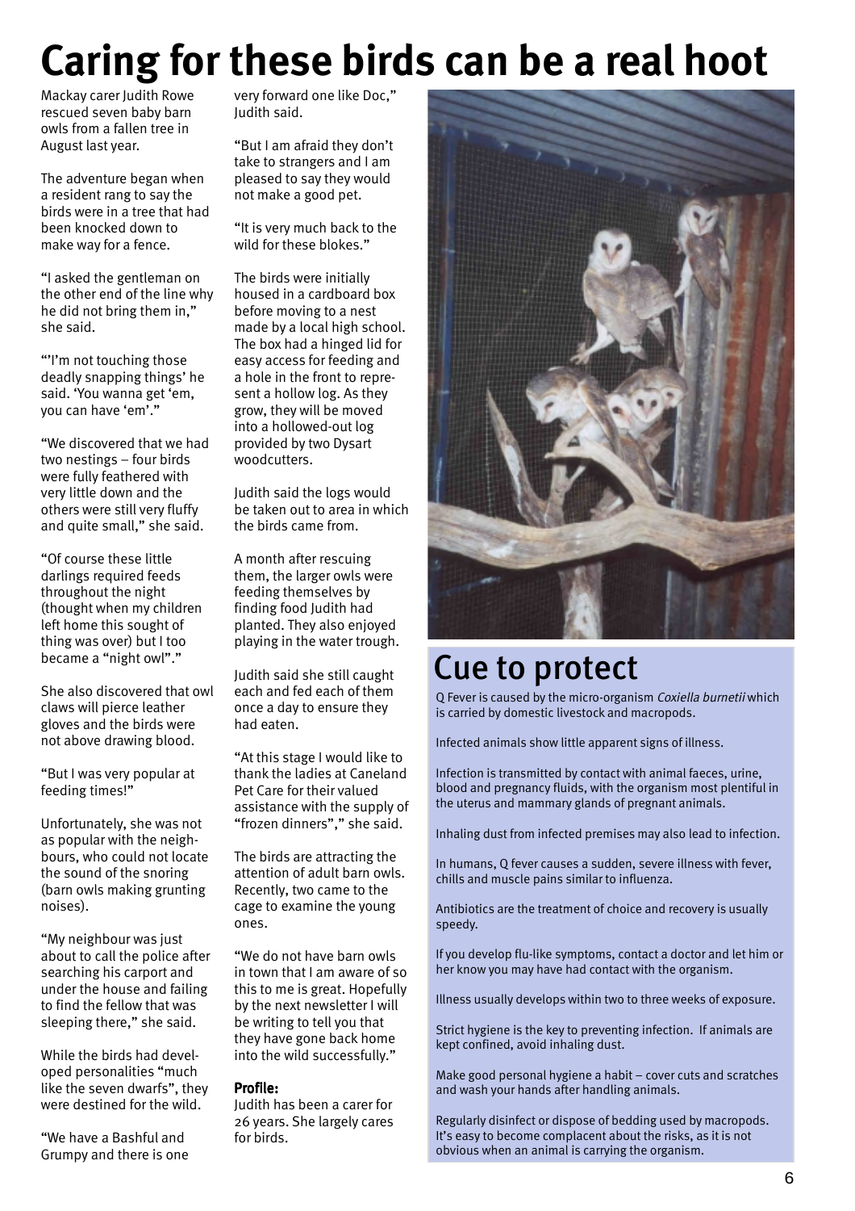# Caring for these birds can be a real hoot

Mackay carer Judith Rowe rescued seven baby barn owls from a fallen tree in August last year.

The adventure began when a resident rang to say the birds were in a tree that had been knocked down to make way for a fence.

"I asked the gentleman on the other end of the line why he did not bring them in," she said.

"'I'm not touching those deadly snapping things' he said. 'You wanna get 'em, you can have 'em'."

"We discovered that we had two nestings – four birds were fully feathered with very little down and the others were still very fluffy and quite small," she said.

"Of course these little darlings required feeds throughout the night (thought when my children left home this sought of thing was over) but I too became a "night owl"."

She also discovered that owl claws will pierce leather gloves and the birds were not above drawing blood.

"But I was very popular at feeding times!"

Unfortunately, she was not as popular with the neighbours, who could not locate the sound of the snoring (barn owls making grunting noises).

"My neighbour was just about to call the police after searching his carport and under the house and failing to find the fellow that was sleeping there," she said.

While the birds had developed personalities "much like the seven dwarfs", they were destined for the wild.

"We have a Bashful and Grumpy and there is one very forward one like Doc," Judith said.

"But I am afraid they don't take to strangers and I am pleased to say they would not make a good pet.

"It is very much back to the wild for these blokes."

The birds were initially housed in a cardboard box before moving to a nest made by a local high school. The box had a hinged lid for easy access for feeding and a hole in the front to represent a hollow log. As they grow, they will be moved into a hollowed-out log provided by two Dysart woodcutters.

Judith said the logs would be taken out to area in which the birds came from.

A month after rescuing them, the larger owls were feeding themselves by finding food Judith had planted. They also enjoyed playing in the water trough.

Judith said she still caught each and fed each of them once a day to ensure they had eaten.

"At this stage I would like to thank the ladies at Caneland Pet Care for their valued assistance with the supply of "frozen dinners"," she said.

The birds are attracting the attention of adult barn owls. Recently, two came to the cage to examine the young ones.

"We do not have barn owls in town that I am aware of so this to me is great. Hopefully by the next newsletter I will be writing to tell you that they have gone back home into the wild successfully."

**Profile:**
Judith has been a carer for 26 years. She largely cares for birds.

## Cue to protect

Q Fever is caused by the micro-organism *Coxiella burnetii* which is carried by domestic livestock and macropods.

Infected animals show little apparent signs of illness.

Infection is transmitted by contact with animal faeces, urine, blood and pregnancy fluids, with the organism most plentiful in the uterus and mammary glands of pregnant animals.

Inhaling dust from infected premises may also lead to infection.

In humans, Q fever causes a sudden, severe illness with fever, chills and muscle pains similar to influenza.

Antibiotics are the treatment of choice and recovery is usually speedy.

If you develop flu-like symptoms, contact a doctor and let him or her know you may have had contact with the organism.

Illness usually develops within two to three weeks of exposure.

Strict hygiene is the key to preventing infection. If animals are kept confined, avoid inhaling dust.

Make good personal hygiene a habit – cover cuts and scratches and wash your hands after handling animals.

Regularly disinfect or dispose of bedding used by macropods. It's easy to become complacent about the risks, as it is not obvious when an animal is carrying the organism.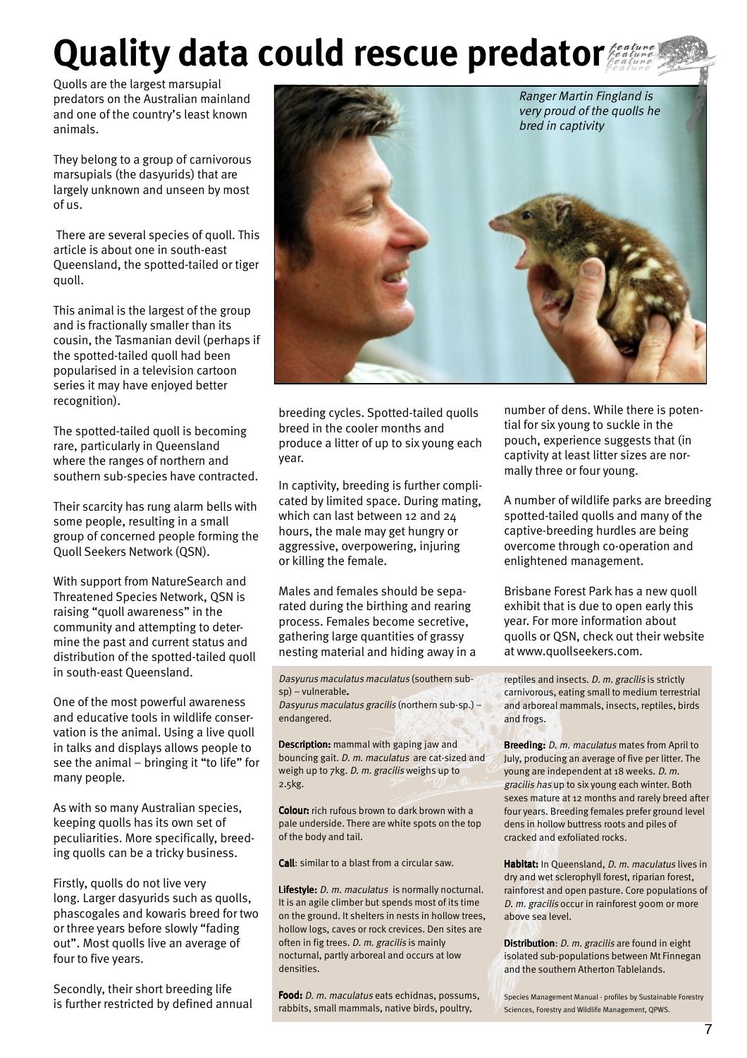# Quality data could rescue predator

Quolls are the largest marsupial predators on the Australian mainland and one of the country's least known animals.

They belong to a group of carnivorous marsupials (the dasyurids) that are largely unknown and unseen by most of us.

There are several species of quoll. This article is about one in south-east Queensland, the spotted-tailed or tiger quoll.

This animal is the largest of the group and is fractionally smaller than its cousin, the Tasmanian devil (perhaps if the spotted-tailed quoll had been popularised in a television cartoon series it may have enjoyed better recognition).

The spotted-tailed quoll is becoming rare, particularly in Queensland where the ranges of northern and southern sub-species have contracted.

Their scarcity has rung alarm bells with some people, resulting in a small group of concerned people forming the Quoll Seekers Network (QSN).

With support from NatureSearch and Threatened Species Network, QSN is raising "quoll awareness" in the community and attempting to determine the past and current status and distribution of the spotted-tailed quoll in south-east Queensland.

One of the most powerful awareness and educative tools in wildlife conservation is the animal. Using a live quoll in talks and displays allows people to see the animal – bringing it "to life" for many people.

As with so many Australian species, keeping quolls has its own set of peculiarities. More specifically, breeding quolls can be a tricky business.

Firstly, quolls do not live very long. Larger dasyurids such as quolls, phascogales and kowaris breed for two or three years before slowly "fading out". Most quolls live an average of four to five years.

Secondly, their short breeding life is further restricted by defined annual breeding cycles. Spotted-tailed quolls breed in the cooler months and produce a litter of up to six young each year.

*Ranger Martin Fingland is very proud of the quolls he bred in captivity*

In captivity, breeding is further complicated by limited space. During mating, which can last between 12 and 24 hours, the male may get hungry or aggressive, overpowering, injuring or killing the female.

Males and females should be separated during the birthing and rearing process. Females become secretive, gathering large quantities of grassy nesting material and hiding away in a number of dens. While there is potential for six young to suckle in the pouch, experience suggests that (in captivity at least litter sizes are normally three or four young.

A number of wildlife parks are breeding spotted-tailed quolls and many of the captive-breeding hurdles are being overcome through co-operation and enlightened management.

Brisbane Forest Park has a new quoll exhibit that is due to open early this year. For more information about quolls or QSN, check out their website at www.quollseekers.com.

*Dasyurus maculatus maculatus* (southern sub-sp) – vulnerable**.**
*Dasyurus maculatus gracilis* (northern sub-sp.) – endangered.

**Description:** mammal with gaping jaw and bouncing gait. *D. m. maculatus* are cat-sized and weigh up to 7kg. *D. m. gracilis* weighs up to 2.5kg.

**Colour:** rich rufous brown to dark brown with a pale underside. There are white spots on the top of the body and tail.

**Call**: similar to a blast from a circular saw.

**Lifestyle:** *D. m. maculatus* is normally nocturnal. It is an agile climber but spends most of its time on the ground. It shelters in nests in hollow trees, hollow logs, caves or rock crevices. Den sites are often in fig trees. *D. m. gracilis* is mainly nocturnal, partly arboreal and occurs at low densities.

**Food:** *D. m. maculatus* eats echidnas, possums, rabbits, small mammals, native birds, poultry, reptiles and insects. *D. m. gracilis* is strictly carnivorous, eating small to medium terrestrial and arboreal mammals, insects, reptiles, birds and frogs.

**Breeding:** *D. m. maculatus* mates from April to July, producing an average of five per litter. The young are independent at 18 weeks. *D. m. gracilis has* up to six young each winter. Both sexes mature at 12 months and rarely breed after four years. Breeding females prefer ground level dens in hollow buttress roots and piles of cracked and exfoliated rocks.

**Habitat:** In Queensland, *D. m. maculatus* lives in dry and wet sclerophyll forest, riparian forest, rainforest and open pasture. Core populations of *D. m. gracilis* occur in rainforest 900m or more above sea level.

**Distribution**: *D. m. gracilis* are found in eight isolated sub-populations between Mt Finnegan and the southern Atherton Tablelands.

Species Management Manual - profiles by Sustainable Forestry Sciences, Forestry and Wildlife Management, QPWS.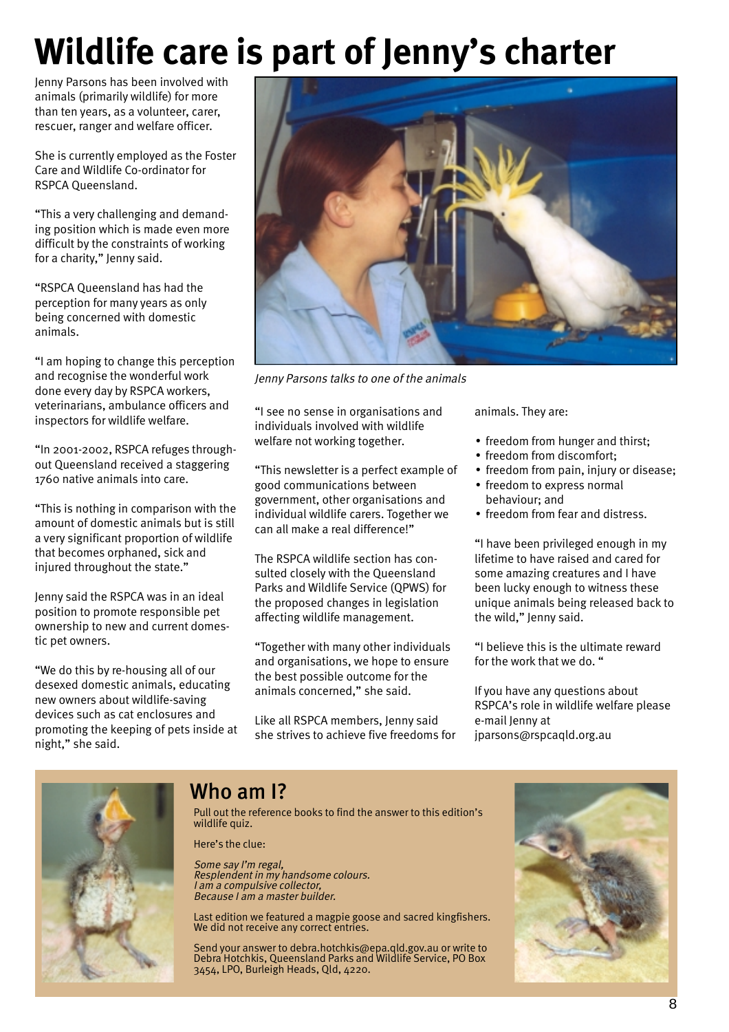# Wildlife care is part of Jenny's charter

Jenny Parsons has been involved with animals (primarily wildlife) for more than ten years, as a volunteer, carer, rescuer, ranger and welfare officer.

She is currently employed as the Foster Care and Wildlife Co-ordinator for RSPCA Queensland.

"This a very challenging and demanding position which is made even more difficult by the constraints of working for a charity," Jenny said.

"RSPCA Queensland has had the perception for many years as only being concerned with domestic animals.

"I am hoping to change this perception and recognise the wonderful work done every day by RSPCA workers, veterinarians, ambulance officers and inspectors for wildlife welfare.

"In 2001-2002, RSPCA refuges throughout Queensland received a staggering 1760 native animals into care.

"This is nothing in comparison with the amount of domestic animals but is still a very significant proportion of wildlife that becomes orphaned, sick and injured throughout the state."

Jenny said the RSPCA was in an ideal position to promote responsible pet ownership to new and current domestic pet owners.

"We do this by re-housing all of our desexed domestic animals, educating new owners about wildlife-saving devices such as cat enclosures and promoting the keeping of pets inside at night," she said.

*Jenny Parsons talks to one of the animals*

"I see no sense in organisations and individuals involved with wildlife welfare not working together.

"This newsletter is a perfect example of good communications between government, other organisations and individual wildlife carers. Together we can all make a real difference!"

The RSPCA wildlife section has consulted closely with the Queensland Parks and Wildlife Service (QPWS) for the proposed changes in legislation affecting wildlife management.

"Together with many other individuals and organisations, we hope to ensure the best possible outcome for the animals concerned," she said.

Like all RSPCA members, Jenny said she strives to achieve five freedoms for animals. They are:

- freedom from hunger and thirst;
- freedom from discomfort;
- freedom from pain, injury or disease;
- freedom to express normal behaviour; and
- freedom from fear and distress.

"I have been privileged enough in my lifetime to have raised and cared for some amazing creatures and I have been lucky enough to witness these unique animals being released back to the wild," Jenny said.

"I believe this is the ultimate reward for the work that we do. "

If you have any questions about RSPCA's role in wildlife welfare please e-mail Jenny at jparsons@rspcaqld.org.au

## Who am I?

Pull out the reference books to find the answer to this edition's wildlife quiz.

Here's the clue:

*Some say I'm regal,*
*Resplendent in my handsome colours.*
*I am a compulsive collector,*
*Because I am a master builder.*

Last edition we featured a magpie goose and sacred kingfishers. We did not receive any correct entries.

Send your answer to debra.hotchkis@epa.qld.gov.au or write to Debra Hotchkis, Queensland Parks and Wildlife Service, PO Box 3454, LPO, Burleigh Heads, Qld, 4220.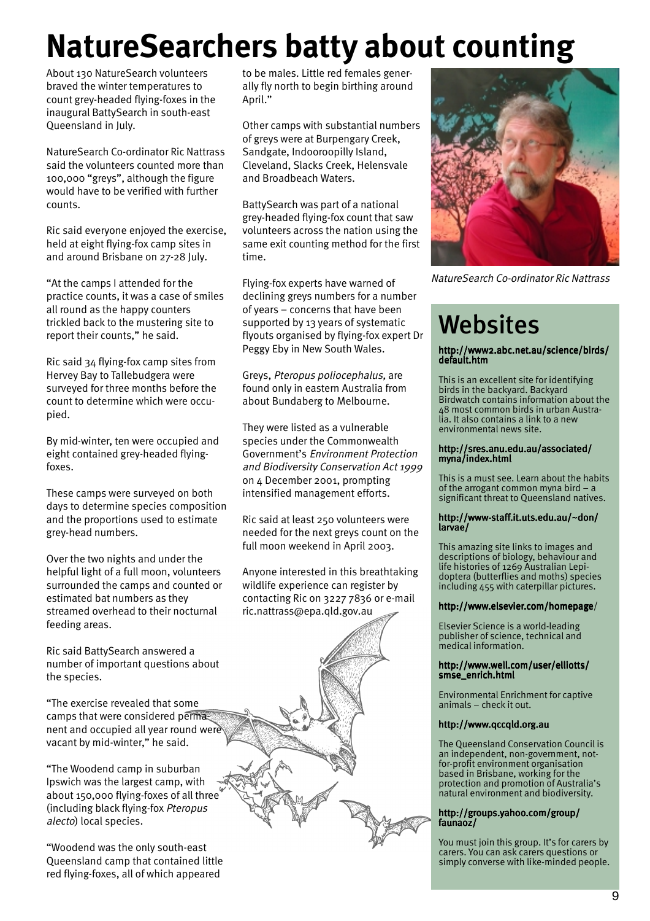# NatureSearchers batty about counting

About 130 NatureSearch volunteers braved the winter temperatures to count grey-headed flying-foxes in the inaugural BattySearch in south-east Queensland in July.

NatureSearch Co-ordinator Ric Nattrass said the volunteers counted more than 100,000 "greys", although the figure would have to be verified with further counts.

Ric said everyone enjoyed the exercise, held at eight flying-fox camp sites in and around Brisbane on 27-28 July.

"At the camps I attended for the practice counts, it was a case of smiles all round as the happy counters trickled back to the mustering site to report their counts," he said.

Ric said 34 flying-fox camp sites from Hervey Bay to Tallebudgera were surveyed for three months before the count to determine which were occupied.

By mid-winter, ten were occupied and eight contained grey-headed flying-foxes.

These camps were surveyed on both days to determine species composition and the proportions used to estimate grey-head numbers.

Over the two nights and under the helpful light of a full moon, volunteers surrounded the camps and counted or estimated bat numbers as they streamed overhead to their nocturnal feeding areas.

Ric said BattySearch answered a number of important questions about the species.

"The exercise revealed that some camps that were considered permanent and occupied all year round were vacant by mid-winter," he said.

"The Woodend camp in suburban Ipswich was the largest camp, with about 150,000 flying-foxes of all three (including black flying-fox *Pteropus alecto*) local species.

"Woodend was the only south-east Queensland camp that contained little red flying-foxes, all of which appeared to be males. Little red females generally fly north to begin birthing around April."

Other camps with substantial numbers of greys were at Burpengary Creek, Sandgate, Indooroopilly Island, Cleveland, Slacks Creek, Helensvale and Broadbeach Waters.

BattySearch was part of a national grey-headed flying-fox count that saw volunteers across the nation using the same exit counting method for the first time.

Flying-fox experts have warned of declining greys numbers for a number of years – concerns that have been supported by 13 years of systematic flyouts organised by flying-fox expert Dr Peggy Eby in New South Wales.

Greys, *Pteropus poliocephalus,* are found only in eastern Australia from about Bundaberg to Melbourne.

They were listed as a vulnerable species under the Commonwealth Government's *Environment Protection and Biodiversity Conservation Act 1999* on 4 December 2001, prompting intensified management efforts.

Ric said at least 250 volunteers were needed for the next greys count on the full moon weekend in April 2003.

Anyone interested in this breathtaking wildlife experience can register by contacting Ric on 3227 7836 or e-mail ric.nattrass@epa.qld.gov.au

*NatureSearch Co-ordinator Ric Nattrass*

# Websites

**http://www2.abc.net.au/science/birds/default.htm**

This is an excellent site for identifying birds in the backyard. Backyard Birdwatch contains information about the 48 most common birds in urban Australia. It also contains a link to a new environmental news site.

**http://sres.anu.edu.au/associated/myna/index.html**

This is a must see. Learn about the habits of the arrogant common myna bird – a significant threat to Queensland natives.

**http://www-staff.it.uts.edu.au/~don/larvae/**

This amazing site links to images and descriptions of biology, behaviour and life histories of 1269 Australian Lepidoptera (butterflies and moths) species including 455 with caterpillar pictures.

**http://www.elsevier.com/homepage/**

Elsevier Science is a world-leading publisher of science, technical and medical information.

**http://www.well.com/user/elliotts/smse_enrich.html**

Environmental Enrichment for captive animals – check it out.

**http://www.qccqld.org.au**

The Queensland Conservation Council is an independent, non-government, not-for-profit environment organisation based in Brisbane, working for the protection and promotion of Australia's natural environment and biodiversity.

**http://groups.yahoo.com/group/faunaoz/**

You must join this group. It's for carers by carers. You can ask carers questions or simply converse with like-minded people.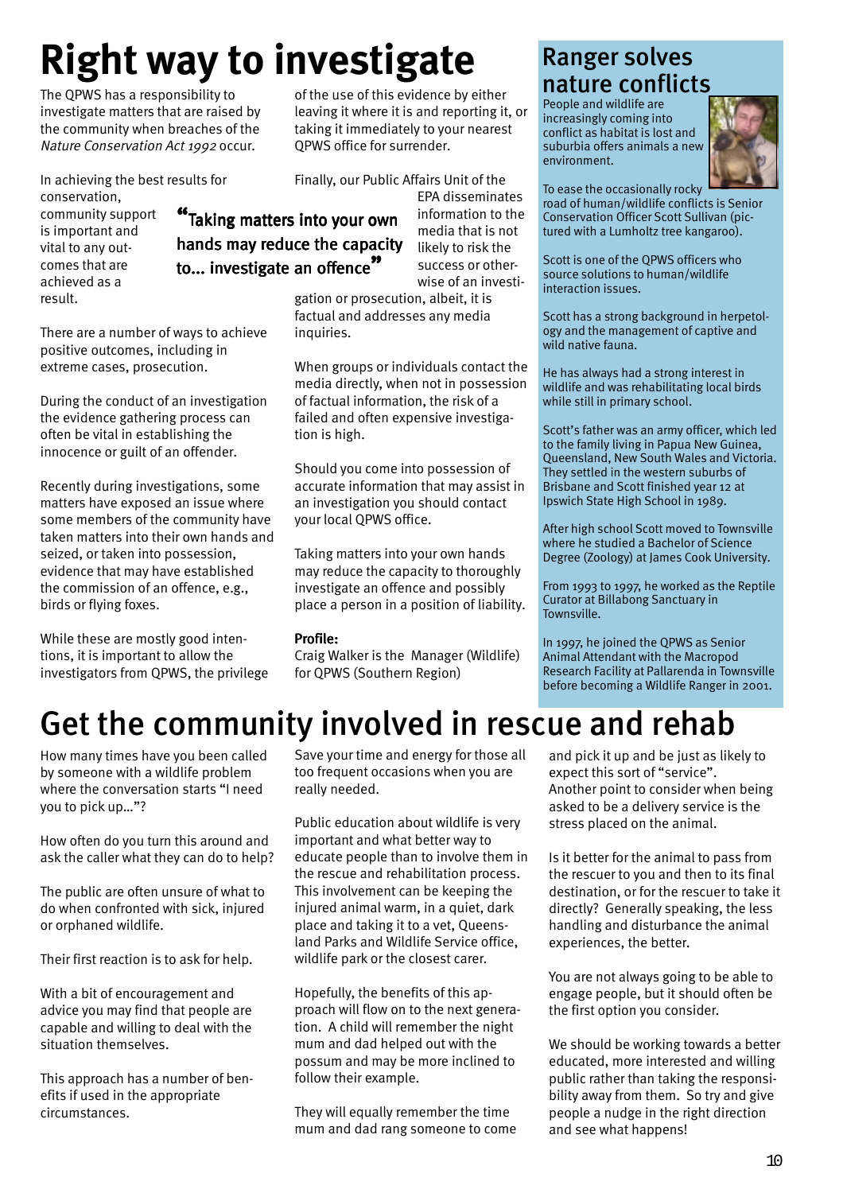# Right way to investigate

The QPWS has a responsibility to investigate matters that are raised by the community when breaches of the *Nature Conservation Act 1992* occur.

In achieving the best results for conservation, community support is important and vital to any outcomes that are achieved as a result.

There are a number of ways to achieve positive outcomes, including in extreme cases, prosecution.

During the conduct of an investigation the evidence gathering process can often be vital in establishing the innocence or guilt of an offender.

Recently during investigations, some matters have exposed an issue where some members of the community have taken matters into their own hands and seized, or taken into possession, evidence that may have established the commission of an offence, e.g., birds or flying foxes.

While these are mostly good intentions, it is important to allow the investigators from QPWS, the privilege of the use of this evidence by either leaving it where it is and reporting it, or taking it immediately to your nearest QPWS office for surrender.

> "Taking matters into your own hands may reduce the capacity to... investigate an offence"

Finally, our Public Affairs Unit of the EPA disseminates information to the media that is not likely to risk the success or otherwise of an investigation or prosecution, albeit, it is factual and addresses any media inquiries.

When groups or individuals contact the media directly, when not in possession of factual information, the risk of a failed and often expensive investigation is high.

Should you come into possession of accurate information that may assist in an investigation you should contact your local QPWS office.

Taking matters into your own hands may reduce the capacity to thoroughly investigate an offence and possibly place a person in a position of liability.

**Profile:**
Craig Walker is the Manager (Wildlife) for QPWS (Southern Region)

## Ranger solves nature conflicts

People and wildlife are increasingly coming into conflict as habitat is lost and suburbia offers animals a new environment.

To ease the occasionally rocky road of human/wildlife conflicts is Senior Conservation Officer Scott Sullivan (pictured with a Lumholtz tree kangaroo).

Scott is one of the QPWS officers who source solutions to human/wildlife interaction issues.

Scott has a strong background in herpetology and the management of captive and wild native fauna.

He has always had a strong interest in wildlife and was rehabilitating local birds while still in primary school.

Scott's father was an army officer, which led to the family living in Papua New Guinea, Queensland, New South Wales and Victoria. They settled in the western suburbs of Brisbane and Scott finished year 12 at Ipswich State High School in 1989.

After high school Scott moved to Townsville where he studied a Bachelor of Science Degree (Zoology) at James Cook University.

From 1993 to 1997, he worked as the Reptile Curator at Billabong Sanctuary in Townsville.

In 1997, he joined the QPWS as Senior Animal Attendant with the Macropod Research Facility at Pallarenda in Townsville before becoming a Wildlife Ranger in 2001.

# Get the community involved in rescue and rehab

How many times have you been called by someone with a wildlife problem where the conversation starts "I need you to pick up…"?

How often do you turn this around and ask the caller what they can do to help?

The public are often unsure of what to do when confronted with sick, injured or orphaned wildlife.

Their first reaction is to ask for help.

With a bit of encouragement and advice you may find that people are capable and willing to deal with the situation themselves.

This approach has a number of benefits if used in the appropriate circumstances.

Save your time and energy for those all too frequent occasions when you are really needed.

Public education about wildlife is very important and what better way to educate people than to involve them in the rescue and rehabilitation process. This involvement can be keeping the injured animal warm, in a quiet, dark place and taking it to a vet, Queensland Parks and Wildlife Service office, wildlife park or the closest carer.

Hopefully, the benefits of this approach will flow on to the next generation. A child will remember the night mum and dad helped out with the possum and may be more inclined to follow their example.

They will equally remember the time mum and dad rang someone to come and pick it up and be just as likely to expect this sort of "service".
Another point to consider when being asked to be a delivery service is the stress placed on the animal.

Is it better for the animal to pass from the rescuer to you and then to its final destination, or for the rescuer to take it directly? Generally speaking, the less handling and disturbance the animal experiences, the better.

You are not always going to be able to engage people, but it should often be the first option you consider.

We should be working towards a better educated, more interested and willing public rather than taking the responsibility away from them. So try and give people a nudge in the right direction and see what happens!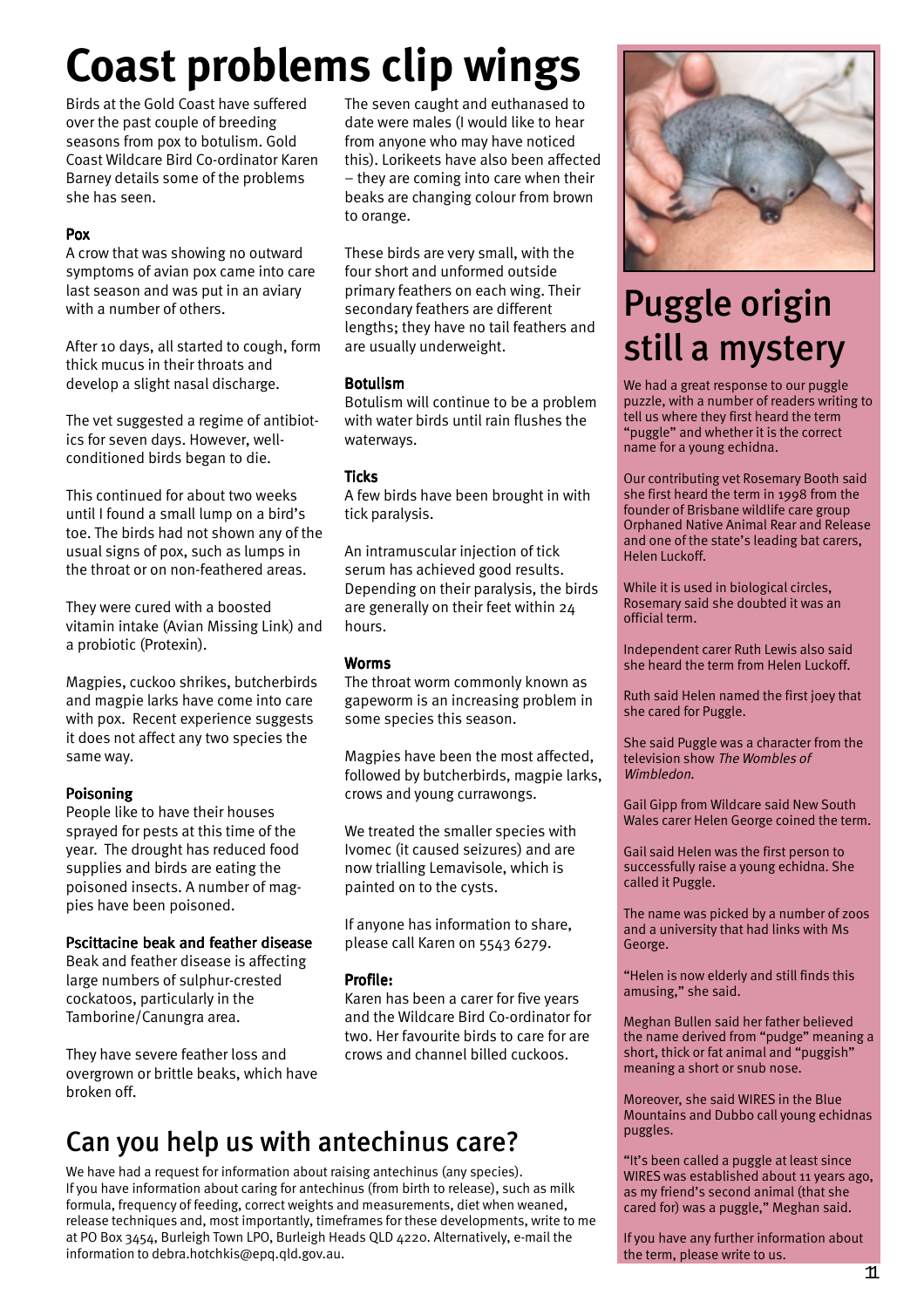# Coast problems clip wings

Birds at the Gold Coast have suffered over the past couple of breeding seasons from pox to botulism. Gold Coast Wildcare Bird Co-ordinator Karen Barney details some of the problems she has seen.

### Pox

A crow that was showing no outward symptoms of avian pox came into care last season and was put in an aviary with a number of others.

After 10 days, all started to cough, form thick mucus in their throats and develop a slight nasal discharge.

The vet suggested a regime of antibiotics for seven days. However, well-conditioned birds began to die.

This continued for about two weeks until I found a small lump on a bird's toe. The birds had not shown any of the usual signs of pox, such as lumps in the throat or on non-feathered areas.

They were cured with a boosted vitamin intake (Avian Missing Link) and a probiotic (Protexin).

Magpies, cuckoo shrikes, butcherbirds and magpie larks have come into care with pox. Recent experience suggests it does not affect any two species the same way.

### Poisoning

People like to have their houses sprayed for pests at this time of the year. The drought has reduced food supplies and birds are eating the poisoned insects. A number of magpies have been poisoned.

### Pscittacine beak and feather disease

Beak and feather disease is affecting large numbers of sulphur-crested cockatoos, particularly in the Tamborine/Canungra area.

They have severe feather loss and overgrown or brittle beaks, which have broken off.

The seven caught and euthanased to date were males (I would like to hear from anyone who may have noticed this). Lorikeets have also been affected – they are coming into care when their beaks are changing colour from brown to orange.

These birds are very small, with the four short and unformed outside primary feathers on each wing. Their secondary feathers are different lengths; they have no tail feathers and are usually underweight.

### Botulism

Botulism will continue to be a problem with water birds until rain flushes the waterways.

### Ticks

A few birds have been brought in with tick paralysis.

An intramuscular injection of tick serum has achieved good results. Depending on their paralysis, the birds are generally on their feet within 24 hours.

### Worms

The throat worm commonly known as gapeworm is an increasing problem in some species this season.

Magpies have been the most affected, followed by butcherbirds, magpie larks, crows and young currawongs.

We treated the smaller species with Ivomec (it caused seizures) and are now trialling Lemavisole, which is painted on to the cysts.

If anyone has information to share, please call Karen on 5543 6279.

### Profile:

Karen has been a carer for five years and the Wildcare Bird Co-ordinator for two. Her favourite birds to care for are crows and channel billed cuckoos.

## Can you help us with antechinus care?

We have had a request for information about raising antechinus (any species). If you have information about caring for antechinus (from birth to release), such as milk formula, frequency of feeding, correct weights and measurements, diet when weaned, release techniques and, most importantly, timeframes for these developments, write to me at PO Box 3454, Burleigh Town LPO, Burleigh Heads QLD 4220. Alternatively, e-mail the information to debra.hotchkis@epq.qld.gov.au.

## Puggle origin still a mystery

We had a great response to our puggle puzzle, with a number of readers writing to tell us where they first heard the term "puggle" and whether it is the correct name for a young echidna.

Our contributing vet Rosemary Booth said she first heard the term in 1998 from the founder of Brisbane wildlife care group Orphaned Native Animal Rear and Release and one of the state's leading bat carers, Helen Luckoff.

While it is used in biological circles, Rosemary said she doubted it was an official term.

Independent carer Ruth Lewis also said she heard the term from Helen Luckoff.

Ruth said Helen named the first joey that she cared for Puggle.

She said Puggle was a character from the television show *The Wombles of Wimbledon*.

Gail Gipp from Wildcare said New South Wales carer Helen George coined the term.

Gail said Helen was the first person to successfully raise a young echidna. She called it Puggle.

The name was picked by a number of zoos and a university that had links with Ms George.

"Helen is now elderly and still finds this amusing," she said.

Meghan Bullen said her father believed the name derived from "pudge" meaning a short, thick or fat animal and "puggish" meaning a short or snub nose.

Moreover, she said WIRES in the Blue Mountains and Dubbo call young echidnas puggles.

"It's been called a puggle at least since WIRES was established about 11 years ago, as my friend's second animal (that she cared for) was a puggle," Meghan said.

If you have any further information about the term, please write to us.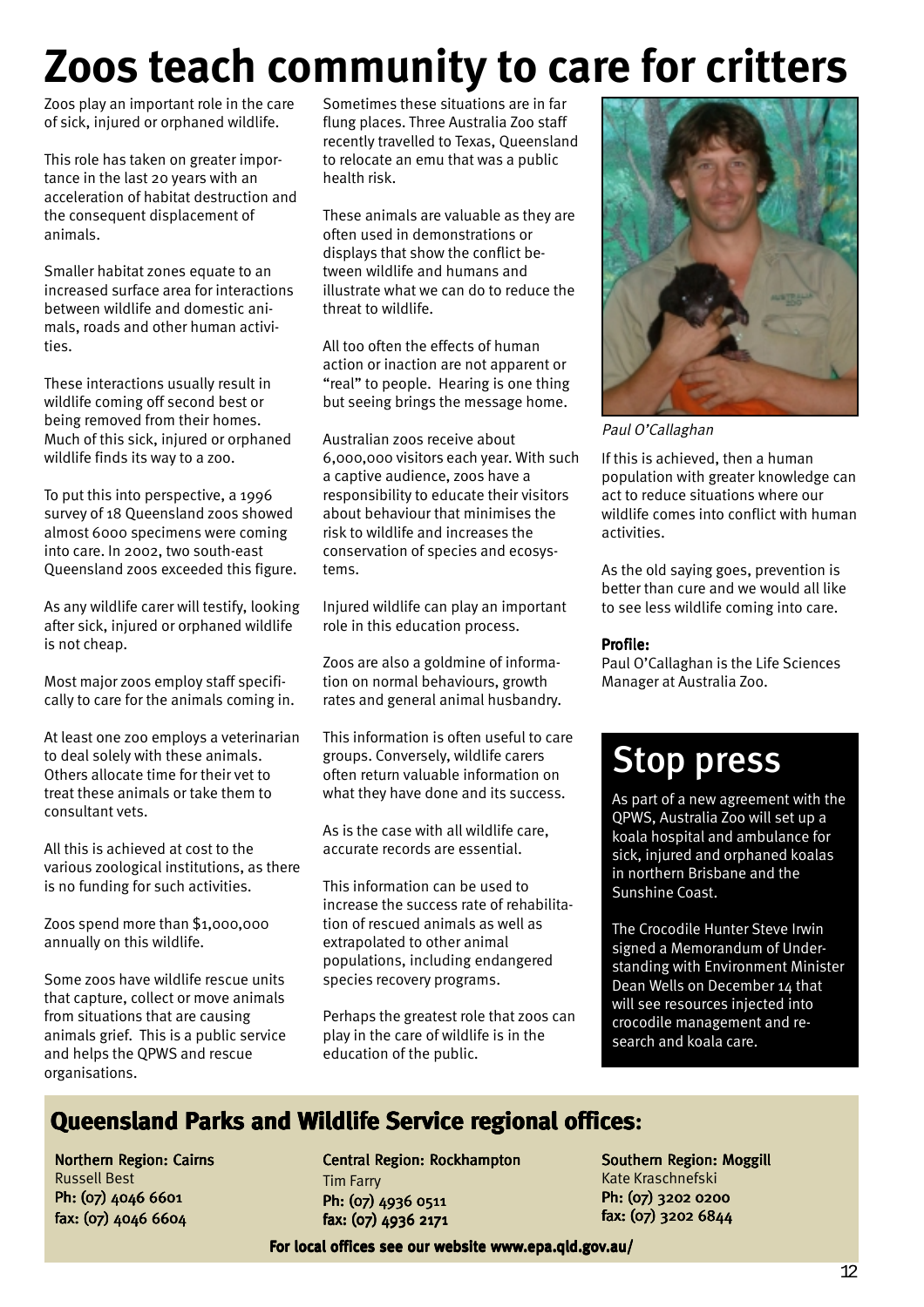# Zoos teach community to care for critters

Zoos play an important role in the care of sick, injured or orphaned wildlife.

This role has taken on greater importance in the last 20 years with an acceleration of habitat destruction and the consequent displacement of animals.

Smaller habitat zones equate to an increased surface area for interactions between wildlife and domestic animals, roads and other human activities.

These interactions usually result in wildlife coming off second best or being removed from their homes. Much of this sick, injured or orphaned wildlife finds its way to a zoo.

To put this into perspective, a 1996 survey of 18 Queensland zoos showed almost 6000 specimens were coming into care. In 2002, two south-east Queensland zoos exceeded this figure.

As any wildlife carer will testify, looking after sick, injured or orphaned wildlife is not cheap.

Most major zoos employ staff specifically to care for the animals coming in.

At least one zoo employs a veterinarian to deal solely with these animals. Others allocate time for their vet to treat these animals or take them to consultant vets.

All this is achieved at cost to the various zoological institutions, as there is no funding for such activities.

Zoos spend more than $1,000,000 annually on this wildlife.

Some zoos have wildlife rescue units that capture, collect or move animals from situations that are causing animals grief. This is a public service and helps the QPWS and rescue organisations.

Sometimes these situations are in far flung places. Three Australia Zoo staff recently travelled to Texas, Queensland to relocate an emu that was a public health risk.

These animals are valuable as they are often used in demonstrations or displays that show the conflict between wildlife and humans and illustrate what we can do to reduce the threat to wildlife.

All too often the effects of human action or inaction are not apparent or "real" to people. Hearing is one thing but seeing brings the message home.

Australian zoos receive about 6,000,000 visitors each year. With such a captive audience, zoos have a responsibility to educate their visitors about behaviour that minimises the risk to wildlife and increases the conservation of species and ecosystems.

Injured wildlife can play an important role in this education process.

Zoos are also a goldmine of information on normal behaviours, growth rates and general animal husbandry.

This information is often useful to care groups. Conversely, wildlife carers often return valuable information on what they have done and its success.

As is the case with all wildlife care, accurate records are essential.

This information can be used to increase the success rate of rehabilitation of rescued animals as well as extrapolated to other animal populations, including endangered species recovery programs.

Perhaps the greatest role that zoos can play in the care of wildlife is in the education of the public.

*Paul O'Callaghan*

If this is achieved, then a human population with greater knowledge can act to reduce situations where our wildlife comes into conflict with human activities.

As the old saying goes, prevention is better than cure and we would all like to see less wildlife coming into care.

**Profile:**
Paul O'Callaghan is the Life Sciences Manager at Australia Zoo.

## Stop press

As part of a new agreement with the QPWS, Australia Zoo will set up a koala hospital and ambulance for sick, injured and orphaned koalas in northern Brisbane and the Sunshine Coast.

The Crocodile Hunter Steve Irwin signed a Memorandum of Understanding with Environment Minister Dean Wells on December 14 that will see resources injected into crocodile management and research and koala care.

## Queensland Parks and Wildlife Service regional offices:

**Northern Region: Cairns**
Russell Best
Ph: (07) 4046 6601
fax: (07) 4046 6604

**Central Region: Rockhampton**
Tim Farry
Ph: (07) 4936 0511
fax: (07) 4936 2171

**Southern Region: Moggill**
Kate Kraschnefski
Ph: (07) 3202 0200
fax: (07) 3202 6844

**For local offices see our website www.epa.qld.gov.au/**